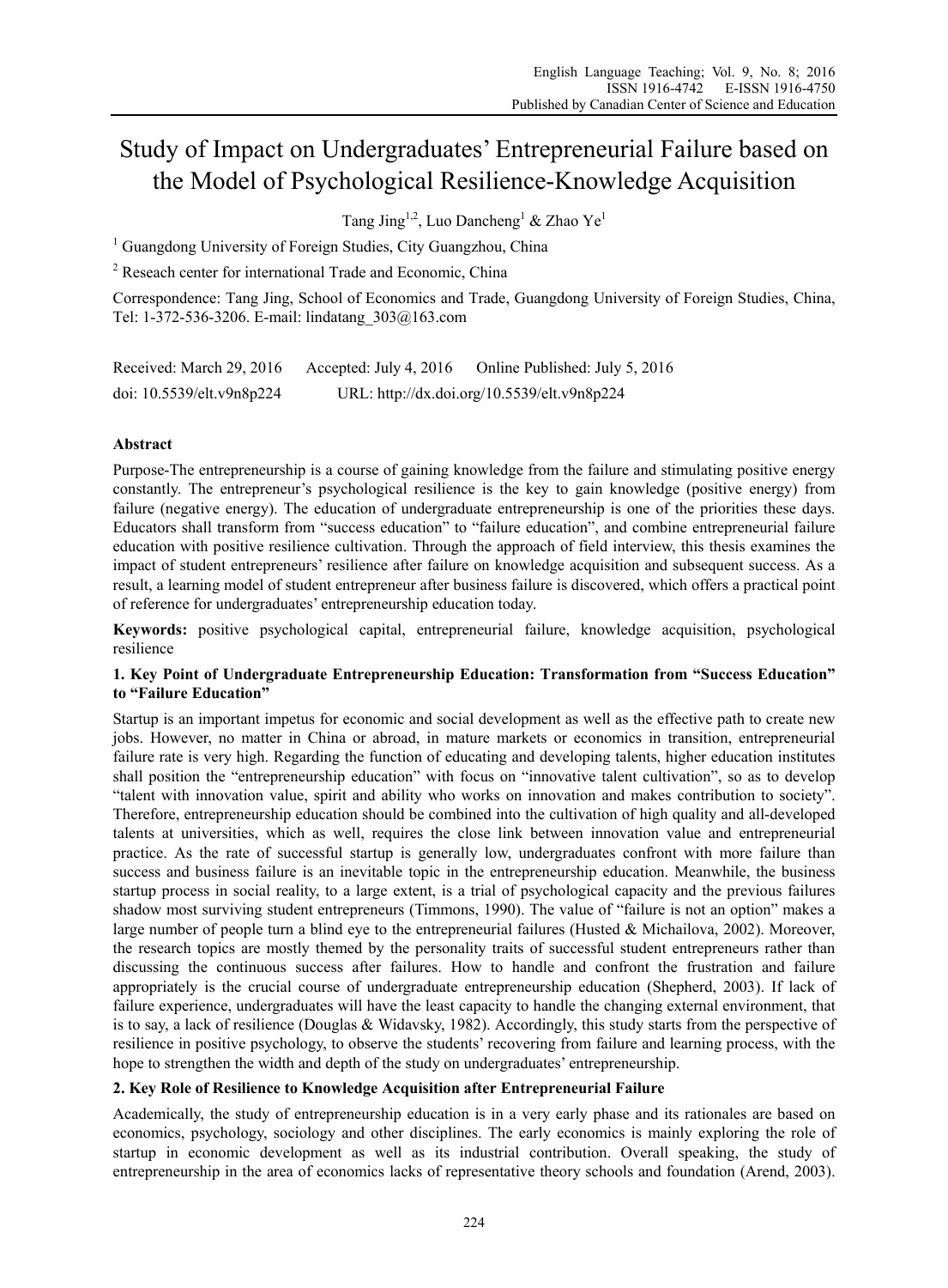# Study of Impact on Undergraduates' Entrepreneurial Failure based on the Model of Psychological Resilience-Knowledge Acquisition

Tang Jing[1,2], Luo Dancheng[1] & Zhao Ye[1]

[1] Guangdong University of Foreign Studies, City Guangzhou, China

[2] Reseach center for international Trade and Economic, China

Correspondence: Tang Jing, School of Economics and Trade, Guangdong University of Foreign Studies, China, Tel: 1-372-536-3206. E-mail: lindatang_303@163.com

Received: March 29, 2016 Accepted: July 4, 2016 Online Published: July 5, 2016

doi: 10.5539/elt.v9n8p224 URL: http://dx.doi.org/10.5539/elt.v9n8p224

## Abstract

Purpose-The entrepreneurship is a course of gaining knowledge from the failure and stimulating positive energy constantly. The entrepreneur's psychological resilience is the key to gain knowledge (positive energy) from failure (negative energy). The education of undergraduate entrepreneurship is one of the priorities these days. Educators shall transform from "success education" to "failure education", and combine entrepreneurial failure education with positive resilience cultivation. Through the approach of field interview, this thesis examines the impact of student entrepreneurs' resilience after failure on knowledge acquisition and subsequent success. As a result, a learning model of student entrepreneur after business failure is discovered, which offers a practical point of reference for undergraduates' entrepreneurship education today.

**Keywords:** positive psychological capital, entrepreneurial failure, knowledge acquisition, psychological resilience

## 1. Key Point of Undergraduate Entrepreneurship Education: Transformation from "Success Education" to "Failure Education"

Startup is an important impetus for economic and social development as well as the effective path to create new jobs. However, no matter in China or abroad, in mature markets or economics in transition, entrepreneurial failure rate is very high. Regarding the function of educating and developing talents, higher education institutes shall position the "entrepreneurship education" with focus on "innovative talent cultivation", so as to develop "talent with innovation value, spirit and ability who works on innovation and makes contribution to society". Therefore, entrepreneurship education should be combined into the cultivation of high quality and all-developed talents at universities, which as well, requires the close link between innovation value and entrepreneurial practice. As the rate of successful startup is generally low, undergraduates confront with more failure than success and business failure is an inevitable topic in the entrepreneurship education. Meanwhile, the business startup process in social reality, to a large extent, is a trial of psychological capacity and the previous failures shadow most surviving student entrepreneurs (Timmons, 1990). The value of "failure is not an option" makes a large number of people turn a blind eye to the entrepreneurial failures (Husted & Michailova, 2002). Moreover, the research topics are mostly themed by the personality traits of successful student entrepreneurs rather than discussing the continuous success after failures. How to handle and confront the frustration and failure appropriately is the crucial course of undergraduate entrepreneurship education (Shepherd, 2003). If lack of failure experience, undergraduates will have the least capacity to handle the changing external environment, that is to say, a lack of resilience (Douglas & Widavsky, 1982). Accordingly, this study starts from the perspective of resilience in positive psychology, to observe the students' recovering from failure and learning process, with the hope to strengthen the width and depth of the study on undergraduates' entrepreneurship.

## 2. Key Role of Resilience to Knowledge Acquisition after Entrepreneurial Failure

Academically, the study of entrepreneurship education is in a very early phase and its rationales are based on economics, psychology, sociology and other disciplines. The early economics is mainly exploring the role of startup in economic development as well as its industrial contribution. Overall speaking, the study of entrepreneurship in the area of economics lacks of representative theory schools and foundation (Arend, 2003).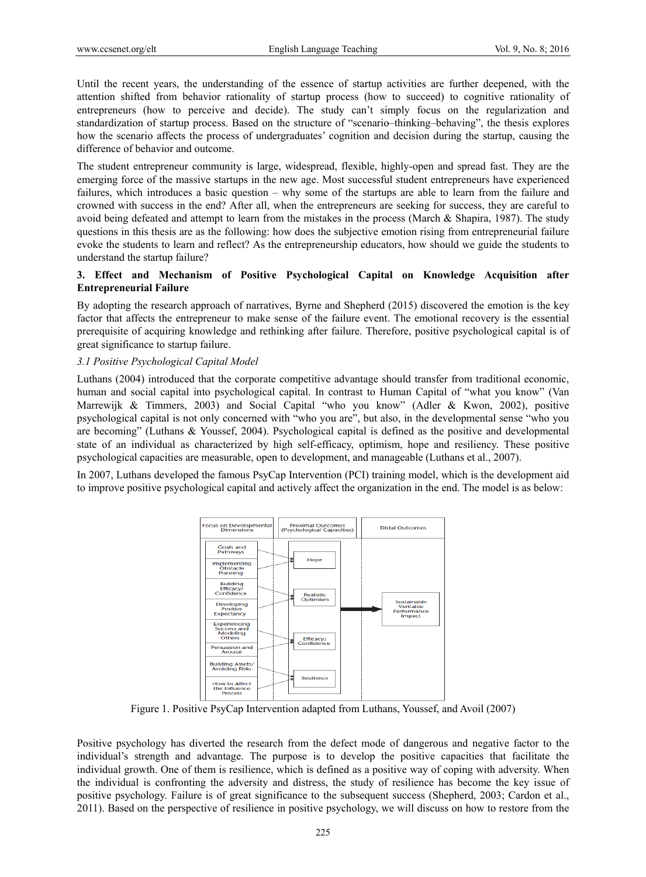Until the recent years, the understanding of the essence of startup activities are further deepened, with the attention shifted from behavior rationality of startup process (how to succeed) to cognitive rationality of entrepreneurs (how to perceive and decide). The study can't simply focus on the regularization and standardization of startup process. Based on the structure of "scenario–thinking–behaving", the thesis explores how the scenario affects the process of undergraduates' cognition and decision during the startup, causing the difference of behavior and outcome.

The student entrepreneur community is large, widespread, flexible, highly-open and spread fast. They are the emerging force of the massive startups in the new age. Most successful student entrepreneurs have experienced failures, which introduces a basic question – why some of the startups are able to learn from the failure and crowned with success in the end? After all, when the entrepreneurs are seeking for success, they are careful to avoid being defeated and attempt to learn from the mistakes in the process (March & Shapira, 1987). The study questions in this thesis are as the following: how does the subjective emotion rising from entrepreneurial failure evoke the students to learn and reflect? As the entrepreneurship educators, how should we guide the students to understand the startup failure?

## 3. Effect and Mechanism of Positive Psychological Capital on Knowledge Acquisition after Entrepreneurial Failure

By adopting the research approach of narratives, Byrne and Shepherd (2015) discovered the emotion is the key factor that affects the entrepreneur to make sense of the failure event. The emotional recovery is the essential prerequisite of acquiring knowledge and rethinking after failure. Therefore, positive psychological capital is of great significance to startup failure.

### *3.1 Positive Psychological Capital Model*

Luthans (2004) introduced that the corporate competitive advantage should transfer from traditional economic, human and social capital into psychological capital. In contrast to Human Capital of "what you know" (Van Marrewijk & Timmers, 2003) and Social Capital "who you know" (Adler & Kwon, 2002), positive psychological capital is not only concerned with "who you are", but also, in the developmental sense "who you are becoming" (Luthans & Youssef, 2004). Psychological capital is defined as the positive and developmental state of an individual as characterized by high self-efficacy, optimism, hope and resiliency. These positive psychological capacities are measurable, open to development, and manageable (Luthans et al., 2007).

In 2007, Luthans developed the famous PsyCap Intervention (PCI) training model, which is the development aid to improve positive psychological capital and actively affect the organization in the end. The model is as below:

| Focus on Developmental Dimensions | Proximal Outcomes (Psychological Capacities) | Distal Outcomes |
|---|---|---|
| Goals and Pathways; Implementing Obstacle Planning | Hope | Sustainable Veritable Performance Impact |
| Building Efficacy/ Confidence; Developing Positive Expectancy | Realistic Optimism | |
| Experiencing Success and Modeling Others; Persuasion and Arousal | Efficacy/ Confidence | |
| Building Assets/ Avoiding Risks; How to Affect the Influence Process | Resilience | |

Figure 1. Positive PsyCap Intervention adapted from Luthans, Youssef, and Avoil (2007)

Positive psychology has diverted the research from the defect mode of dangerous and negative factor to the individual's strength and advantage. The purpose is to develop the positive capacities that facilitate the individual growth. One of them is resilience, which is defined as a positive way of coping with adversity. When the individual is confronting the adversity and distress, the study of resilience has become the key issue of positive psychology. Failure is of great significance to the subsequent success (Shepherd, 2003; Cardon et al., 2011). Based on the perspective of resilience in positive psychology, we will discuss on how to restore from the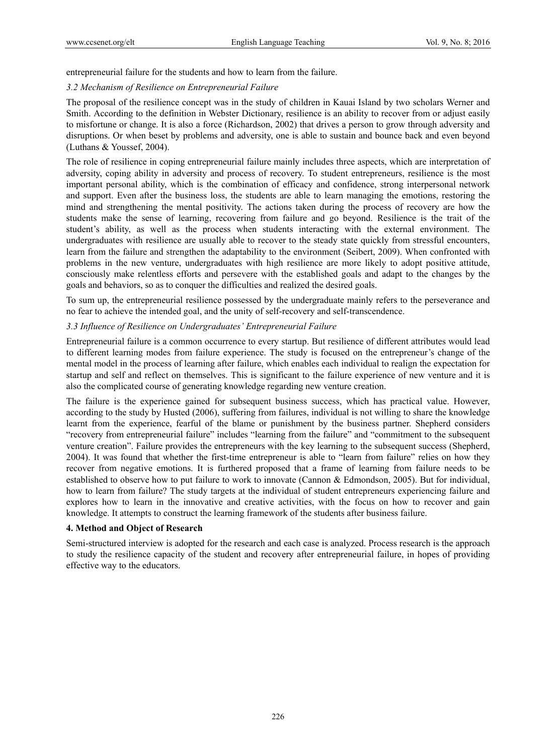entrepreneurial failure for the students and how to learn from the failure.

### *3.2 Mechanism of Resilience on Entrepreneurial Failure*

The proposal of the resilience concept was in the study of children in Kauai Island by two scholars Werner and Smith. According to the definition in Webster Dictionary, resilience is an ability to recover from or adjust easily to misfortune or change. It is also a force (Richardson, 2002) that drives a person to grow through adversity and disruptions. Or when beset by problems and adversity, one is able to sustain and bounce back and even beyond (Luthans & Youssef, 2004).

The role of resilience in coping entrepreneurial failure mainly includes three aspects, which are interpretation of adversity, coping ability in adversity and process of recovery. To student entrepreneurs, resilience is the most important personal ability, which is the combination of efficacy and confidence, strong interpersonal network and support. Even after the business loss, the students are able to learn managing the emotions, restoring the mind and strengthening the mental positivity. The actions taken during the process of recovery are how the students make the sense of learning, recovering from failure and go beyond. Resilience is the trait of the student's ability, as well as the process when students interacting with the external environment. The undergraduates with resilience are usually able to recover to the steady state quickly from stressful encounters, learn from the failure and strengthen the adaptability to the environment (Seibert, 2009). When confronted with problems in the new venture, undergraduates with high resilience are more likely to adopt positive attitude, consciously make relentless efforts and persevere with the established goals and adapt to the changes by the goals and behaviors, so as to conquer the difficulties and realized the desired goals.

To sum up, the entrepreneurial resilience possessed by the undergraduate mainly refers to the perseverance and no fear to achieve the intended goal, and the unity of self-recovery and self-transcendence.

### *3.3 Influence of Resilience on Undergraduates' Entrepreneurial Failure*

Entrepreneurial failure is a common occurrence to every startup. But resilience of different attributes would lead to different learning modes from failure experience. The study is focused on the entrepreneur's change of the mental model in the process of learning after failure, which enables each individual to realign the expectation for startup and self and reflect on themselves. This is significant to the failure experience of new venture and it is also the complicated course of generating knowledge regarding new venture creation.

The failure is the experience gained for subsequent business success, which has practical value. However, according to the study by Husted (2006), suffering from failures, individual is not willing to share the knowledge learnt from the experience, fearful of the blame or punishment by the business partner. Shepherd considers "recovery from entrepreneurial failure" includes "learning from the failure" and "commitment to the subsequent venture creation". Failure provides the entrepreneurs with the key learning to the subsequent success (Shepherd, 2004). It was found that whether the first-time entrepreneur is able to "learn from failure" relies on how they recover from negative emotions. It is furthered proposed that a frame of learning from failure needs to be established to observe how to put failure to work to innovate (Cannon & Edmondson, 2005). But for individual, how to learn from failure? The study targets at the individual of student entrepreneurs experiencing failure and explores how to learn in the innovative and creative activities, with the focus on how to recover and gain knowledge. It attempts to construct the learning framework of the students after business failure.

## 4. Method and Object of Research

Semi-structured interview is adopted for the research and each case is analyzed. Process research is the approach to study the resilience capacity of the student and recovery after entrepreneurial failure, in hopes of providing effective way to the educators.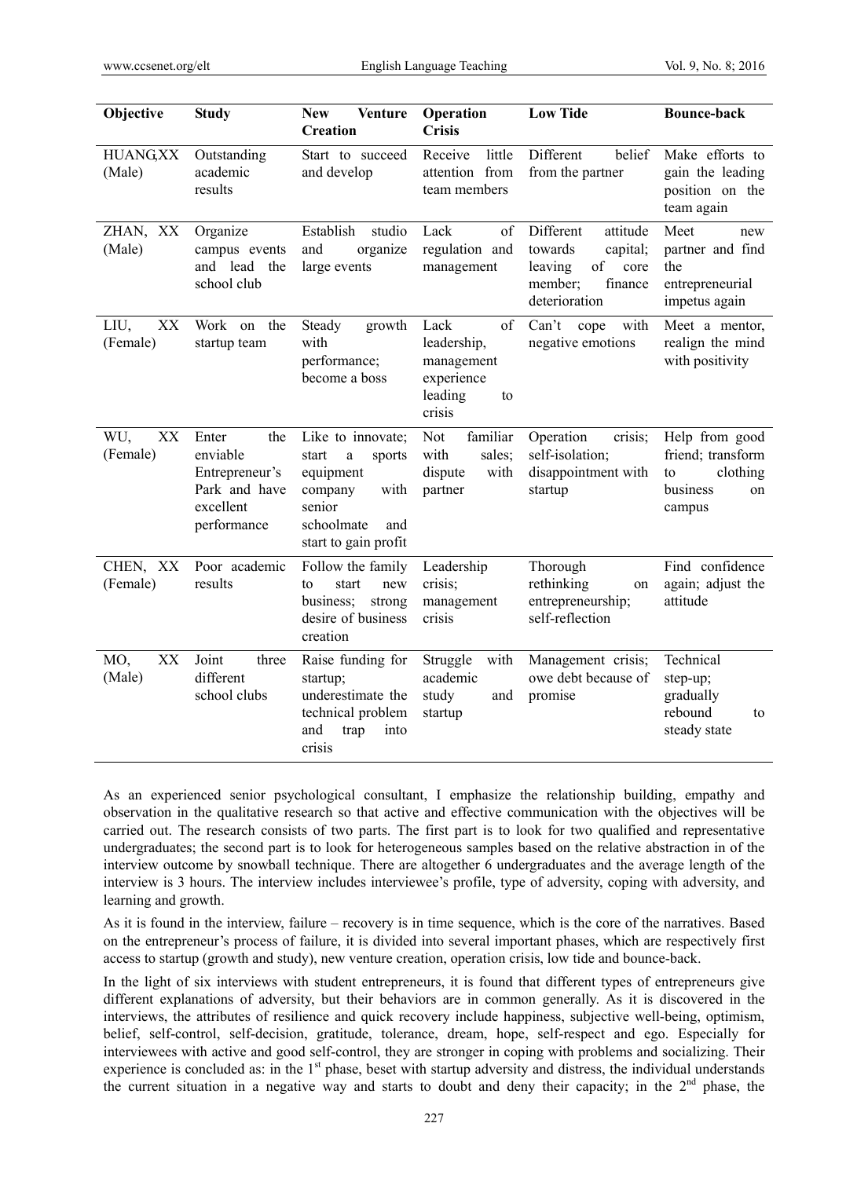| Objective | Study | New Venture Creation | Operation Crisis | Low Tide | Bounce-back |
|---|---|---|---|---|---|
| HUANG,XX (Male) | Outstanding academic results | Start to succeed and develop | Receive little attention from team members | Different belief from the partner | Make efforts to gain the leading position on the team again |
| ZHAN, XX (Male) | Organize campus events and lead the school club | Establish studio and organize large events | Lack of regulation and management | Different attitude towards capital; leaving of core member; finance deterioration | Meet new partner and find the entrepreneurial impetus again |
| LIU, XX (Female) | Work on the startup team | Steady growth with performance; become a boss | Lack of leadership, management experience leading to crisis | Can't cope with negative emotions | Meet a mentor, realign the mind with positivity |
| WU, XX (Female) | Enter the enviable Entrepreneur's Park and have excellent performance | Like to innovate; start a sports equipment company with senior schoolmate and start to gain profit | Not familiar with sales; dispute with partner | Operation crisis; self-isolation; disappointment with startup | Help from good friend; transform to clothing business on campus |
| CHEN, XX (Female) | Poor academic results | Follow the family to start new business; strong desire of business creation | Leadership crisis; management crisis | Thorough rethinking on entrepreneurship; self-reflection | Find confidence again; adjust the attitude |
| MO, XX (Male) | Joint three different school clubs | Raise funding for startup; underestimate the technical problem and trap into crisis | Struggle with academic study and startup | Management crisis; owe debt because of promise | Technical step-up; gradually rebound to steady state |

As an experienced senior psychological consultant, I emphasize the relationship building, empathy and observation in the qualitative research so that active and effective communication with the objectives will be carried out. The research consists of two parts. The first part is to look for two qualified and representative undergraduates; the second part is to look for heterogeneous samples based on the relative abstraction in of the interview outcome by snowball technique. There are altogether 6 undergraduates and the average length of the interview is 3 hours. The interview includes interviewee's profile, type of adversity, coping with adversity, and learning and growth.

As it is found in the interview, failure – recovery is in time sequence, which is the core of the narratives. Based on the entrepreneur's process of failure, it is divided into several important phases, which are respectively first access to startup (growth and study), new venture creation, operation crisis, low tide and bounce-back.

In the light of six interviews with student entrepreneurs, it is found that different types of entrepreneurs give different explanations of adversity, but their behaviors are in common generally. As it is discovered in the interviews, the attributes of resilience and quick recovery include happiness, subjective well-being, optimism, belief, self-control, self-decision, gratitude, tolerance, dream, hope, self-respect and ego. Especially for interviewees with active and good self-control, they are stronger in coping with problems and socializing. Their experience is concluded as: in the 1st phase, beset with startup adversity and distress, the individual understands the current situation in a negative way and starts to doubt and deny their capacity; in the 2nd phase, the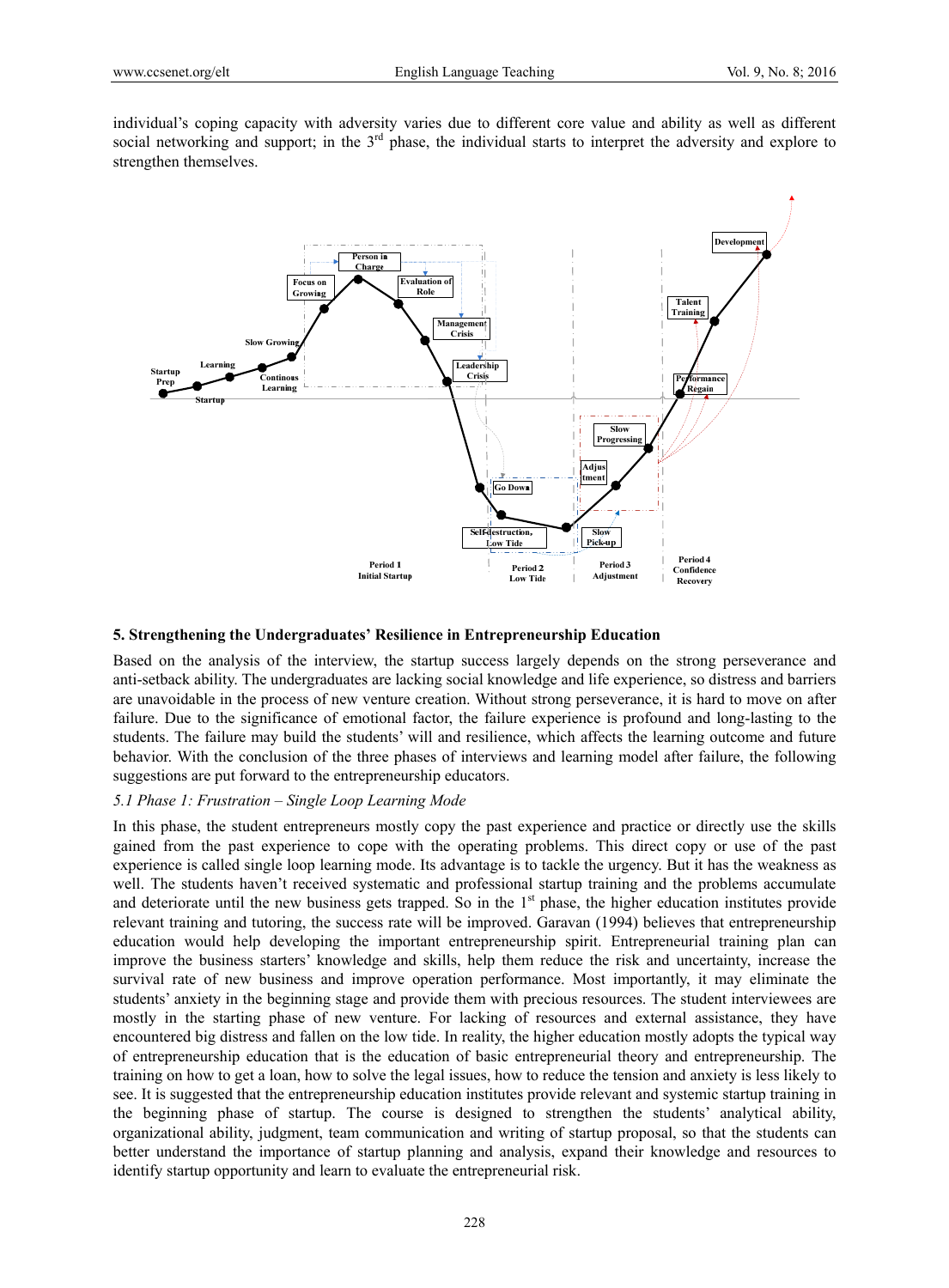individual's coping capacity with adversity varies due to different core value and ability as well as different social networking and support; in the 3rd phase, the individual starts to interpret the adversity and explore to strengthen themselves.

Startup Prep
Startup
Learning
Continous Learning
Slow Growing
Focus on Growing
Person in Charge
Evaluation of Role
Management Crisis
Leadership Crisis
Go Down
Self-destruction, Low Tide
Slow Pick-up
Adjustment
Slow Progressing
Performance Regain
Talent Training
Development
Period 1 Initial Startup
Period 2 Low Tide
Period 3 Adjustment
Period 4 Confidence Recovery

## 5. Strengthening the Undergraduates' Resilience in Entrepreneurship Education

Based on the analysis of the interview, the startup success largely depends on the strong perseverance and anti-setback ability. The undergraduates are lacking social knowledge and life experience, so distress and barriers are unavoidable in the process of new venture creation. Without strong perseverance, it is hard to move on after failure. Due to the significance of emotional factor, the failure experience is profound and long-lasting to the students. The failure may build the students' will and resilience, which affects the learning outcome and future behavior. With the conclusion of the three phases of interviews and learning model after failure, the following suggestions are put forward to the entrepreneurship educators.

### *5.1 Phase 1: Frustration – Single Loop Learning Mode*

In this phase, the student entrepreneurs mostly copy the past experience and practice or directly use the skills gained from the past experience to cope with the operating problems. This direct copy or use of the past experience is called single loop learning mode. Its advantage is to tackle the urgency. But it has the weakness as well. The students haven't received systematic and professional startup training and the problems accumulate and deteriorate until the new business gets trapped. So in the 1st phase, the higher education institutes provide relevant training and tutoring, the success rate will be improved. Garavan (1994) believes that entrepreneurship education would help developing the important entrepreneurship spirit. Entrepreneurial training plan can improve the business starters' knowledge and skills, help them reduce the risk and uncertainty, increase the survival rate of new business and improve operation performance. Most importantly, it may eliminate the students' anxiety in the beginning stage and provide them with precious resources. The student interviewees are mostly in the starting phase of new venture. For lacking of resources and external assistance, they have encountered big distress and fallen on the low tide. In reality, the higher education mostly adopts the typical way of entrepreneurship education that is the education of basic entrepreneurial theory and entrepreneurship. The training on how to get a loan, how to solve the legal issues, how to reduce the tension and anxiety is less likely to see. It is suggested that the entrepreneurship education institutes provide relevant and systemic startup training in the beginning phase of startup. The course is designed to strengthen the students' analytical ability, organizational ability, judgment, team communication and writing of startup proposal, so that the students can better understand the importance of startup planning and analysis, expand their knowledge and resources to identify startup opportunity and learn to evaluate the entrepreneurial risk.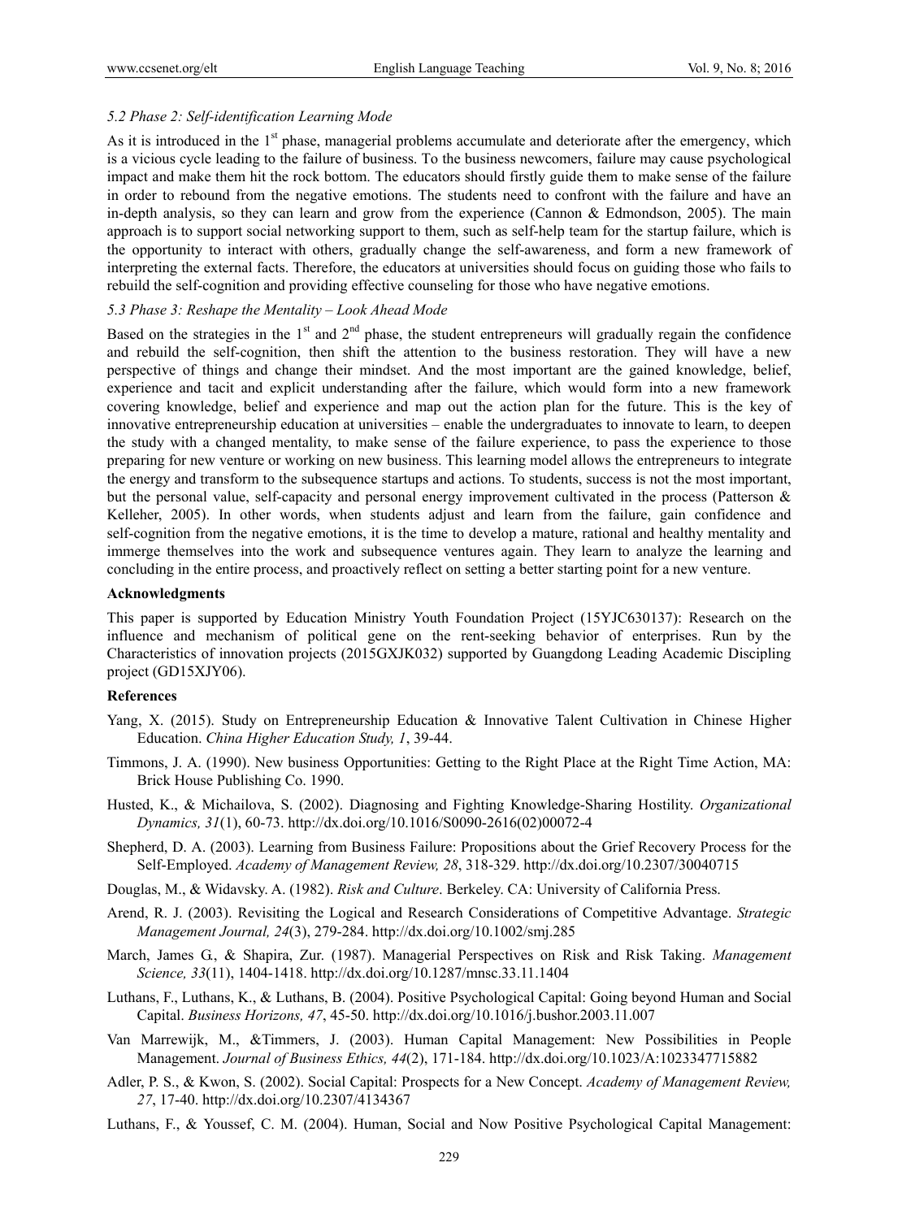### 5.2 Phase 2: Self-identification Learning Mode

As it is introduced in the 1st phase, managerial problems accumulate and deteriorate after the emergency, which is a vicious cycle leading to the failure of business. To the business newcomers, failure may cause psychological impact and make them hit the rock bottom. The educators should firstly guide them to make sense of the failure in order to rebound from the negative emotions. The students need to confront with the failure and have an in-depth analysis, so they can learn and grow from the experience (Cannon & Edmondson, 2005). The main approach is to support social networking support to them, such as self-help team for the startup failure, which is the opportunity to interact with others, gradually change the self-awareness, and form a new framework of interpreting the external facts. Therefore, the educators at universities should focus on guiding those who fails to rebuild the self-cognition and providing effective counseling for those who have negative emotions.

### 5.3 Phase 3: Reshape the Mentality – Look Ahead Mode

Based on the strategies in the 1st and 2nd phase, the student entrepreneurs will gradually regain the confidence and rebuild the self-cognition, then shift the attention to the business restoration. They will have a new perspective of things and change their mindset. And the most important are the gained knowledge, belief, experience and tacit and explicit understanding after the failure, which would form into a new framework covering knowledge, belief and experience and map out the action plan for the future. This is the key of innovative entrepreneurship education at universities – enable the undergraduates to innovate to learn, to deepen the study with a changed mentality, to make sense of the failure experience, to pass the experience to those preparing for new venture or working on new business. This learning model allows the entrepreneurs to integrate the energy and transform to the subsequence startups and actions. To students, success is not the most important, but the personal value, self-capacity and personal energy improvement cultivated in the process (Patterson & Kelleher, 2005). In other words, when students adjust and learn from the failure, gain confidence and self-cognition from the negative emotions, it is the time to develop a mature, rational and healthy mentality and immerge themselves into the work and subsequence ventures again. They learn to analyze the learning and concluding in the entire process, and proactively reflect on setting a better starting point for a new venture.

## Acknowledgments

This paper is supported by Education Ministry Youth Foundation Project (15YJC630137): Research on the influence and mechanism of political gene on the rent-seeking behavior of enterprises. Run by the Characteristics of innovation projects (2015GXJK032) supported by Guangdong Leading Academic Discipling project (GD15XJY06).

## References

Yang, X. (2015). Study on Entrepreneurship Education & Innovative Talent Cultivation in Chinese Higher Education. *China Higher Education Study, 1*, 39-44.

Timmons, J. A. (1990). New business Opportunities: Getting to the Right Place at the Right Time Action, MA: Brick House Publishing Co. 1990.

Husted, K., & Michailova, S. (2002). Diagnosing and Fighting Knowledge-Sharing Hostility. *Organizational Dynamics, 31*(1), 60-73. http://dx.doi.org/10.1016/S0090-2616(02)00072-4

Shepherd, D. A. (2003). Learning from Business Failure: Propositions about the Grief Recovery Process for the Self-Employed. *Academy of Management Review, 28*, 318-329. http://dx.doi.org/10.2307/30040715

Douglas, M., & Widavsky. A. (1982). *Risk and Culture*. Berkeley. CA: University of California Press.

Arend, R. J. (2003). Revisiting the Logical and Research Considerations of Competitive Advantage. *Strategic Management Journal, 24*(3), 279-284. http://dx.doi.org/10.1002/smj.285

March, James G., & Shapira, Zur. (1987). Managerial Perspectives on Risk and Risk Taking. *Management Science, 33*(11), 1404-1418. http://dx.doi.org/10.1287/mnsc.33.11.1404

Luthans, F., Luthans, K., & Luthans, B. (2004). Positive Psychological Capital: Going beyond Human and Social Capital. *Business Horizons, 47*, 45-50. http://dx.doi.org/10.1016/j.bushor.2003.11.007

Van Marrewijk, M., &Timmers, J. (2003). Human Capital Management: New Possibilities in People Management. *Journal of Business Ethics, 44*(2), 171-184. http://dx.doi.org/10.1023/A:1023347715882

Adler, P. S., & Kwon, S. (2002). Social Capital: Prospects for a New Concept. *Academy of Management Review, 27*, 17-40. http://dx.doi.org/10.2307/4134367

Luthans, F., & Youssef, C. M. (2004). Human, Social and Now Positive Psychological Capital Management: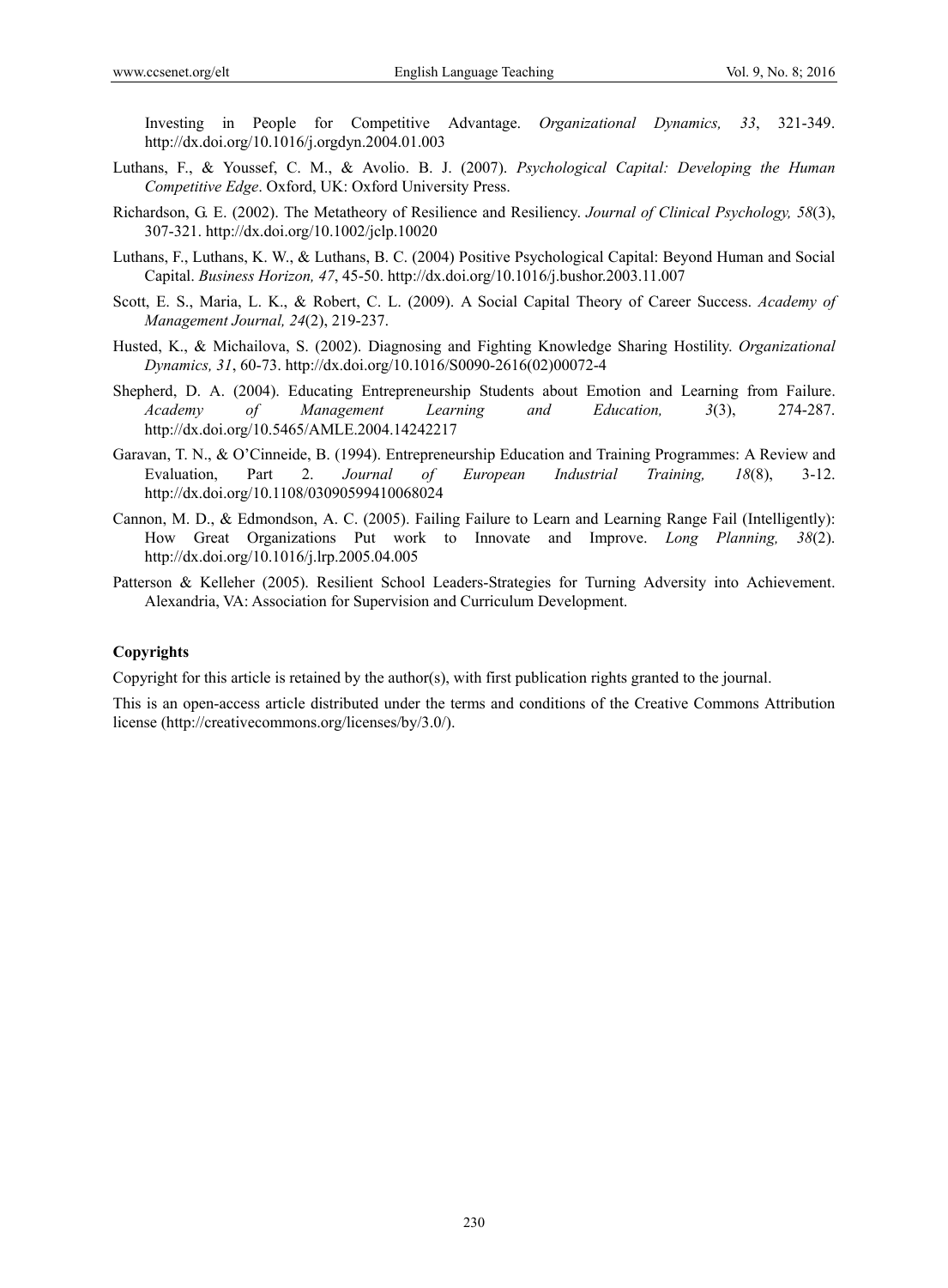Investing in People for Competitive Advantage. *Organizational Dynamics, 33*, 321-349. http://dx.doi.org/10.1016/j.orgdyn.2004.01.003

Luthans, F., & Youssef, C. M., & Avolio. B. J. (2007). *Psychological Capital: Developing the Human Competitive Edge*. Oxford, UK: Oxford University Press.

Richardson, G. E. (2002). The Metatheory of Resilience and Resiliency. *Journal of Clinical Psychology, 58*(3), 307-321. http://dx.doi.org/10.1002/jclp.10020

Luthans, F., Luthans, K. W., & Luthans, B. C. (2004) Positive Psychological Capital: Beyond Human and Social Capital. *Business Horizon, 47*, 45-50. http://dx.doi.org/10.1016/j.bushor.2003.11.007

Scott, E. S., Maria, L. K., & Robert, C. L. (2009). A Social Capital Theory of Career Success. *Academy of Management Journal, 24*(2), 219-237.

Husted, K., & Michailova, S. (2002). Diagnosing and Fighting Knowledge Sharing Hostility. *Organizational Dynamics, 31*, 60-73. http://dx.doi.org/10.1016/S0090-2616(02)00072-4

Shepherd, D. A. (2004). Educating Entrepreneurship Students about Emotion and Learning from Failure. *Academy of Management Learning and Education, 3*(3), 274-287. http://dx.doi.org/10.5465/AMLE.2004.14242217

Garavan, T. N., & O'Cinneide, B. (1994). Entrepreneurship Education and Training Programmes: A Review and Evaluation, Part 2. *Journal of European Industrial Training, 18*(8), 3-12. http://dx.doi.org/10.1108/03090599410068024

Cannon, M. D., & Edmondson, A. C. (2005). Failing Failure to Learn and Learning Range Fail (Intelligently): How Great Organizations Put work to Innovate and Improve. *Long Planning, 38*(2). http://dx.doi.org/10.1016/j.lrp.2005.04.005

Patterson & Kelleher (2005). Resilient School Leaders-Strategies for Turning Adversity into Achievement. Alexandria, VA: Association for Supervision and Curriculum Development.

**Copyrights**

Copyright for this article is retained by the author(s), with first publication rights granted to the journal.

This is an open-access article distributed under the terms and conditions of the Creative Commons Attribution license (http://creativecommons.org/licenses/by/3.0/).